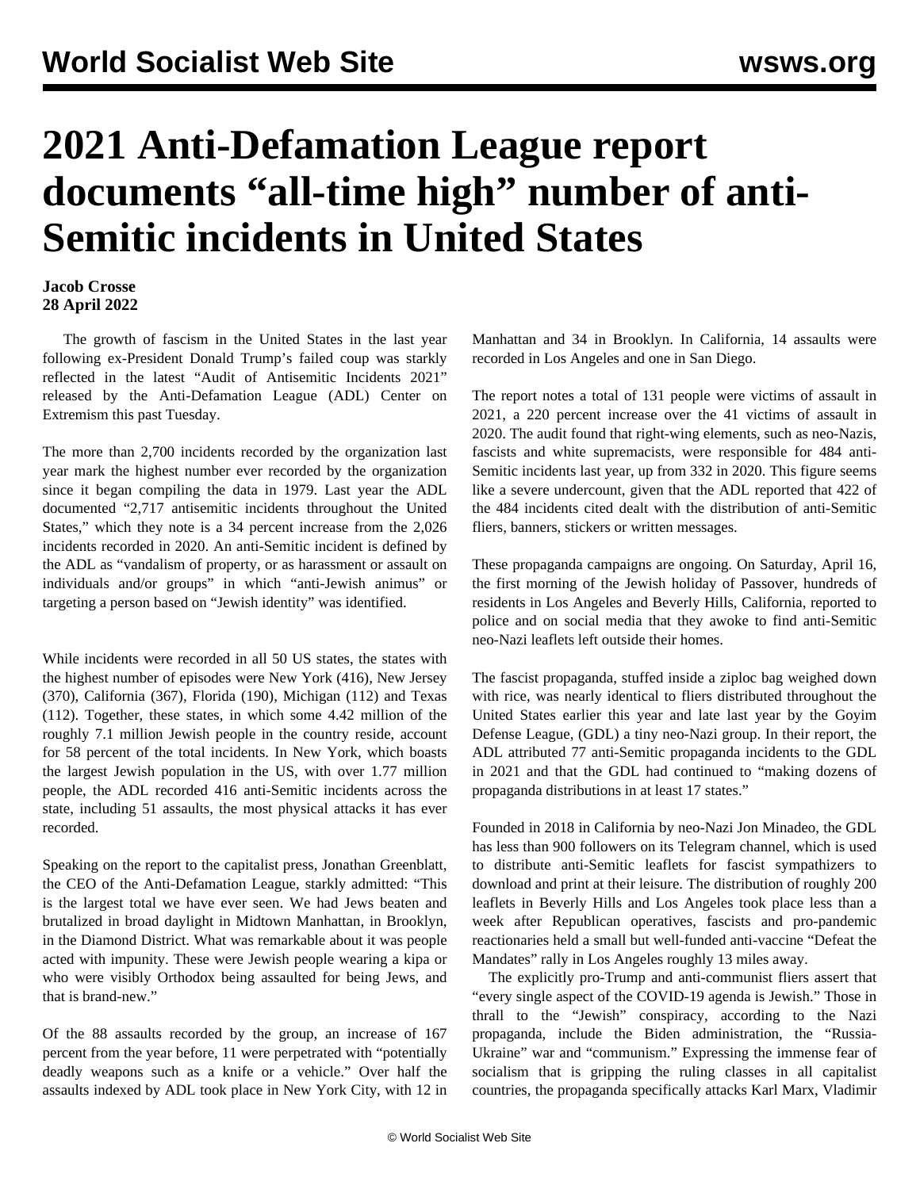# 2021 Anti-Defamation League report documents "all-time high" number of anti-Semitic incidents in United States

**Jacob Crosse**
**28 April 2022**

The growth of fascism in the United States in the last year following ex-President Donald Trump's failed coup was starkly reflected in the latest "Audit of Antisemitic Incidents 2021" released by the Anti-Defamation League (ADL) Center on Extremism this past Tuesday.

The more than 2,700 incidents recorded by the organization last year mark the highest number ever recorded by the organization since it began compiling the data in 1979. Last year the ADL documented "2,717 antisemitic incidents throughout the United States," which they note is a 34 percent increase from the 2,026 incidents recorded in 2020. An anti-Semitic incident is defined by the ADL as "vandalism of property, or as harassment or assault on individuals and/or groups" in which "anti-Jewish animus" or targeting a person based on "Jewish identity" was identified.

While incidents were recorded in all 50 US states, the states with the highest number of episodes were New York (416), New Jersey (370), California (367), Florida (190), Michigan (112) and Texas (112). Together, these states, in which some 4.42 million of the roughly 7.1 million Jewish people in the country reside, account for 58 percent of the total incidents. In New York, which boasts the largest Jewish population in the US, with over 1.77 million people, the ADL recorded 416 anti-Semitic incidents across the state, including 51 assaults, the most physical attacks it has ever recorded.

Speaking on the report to the capitalist press, Jonathan Greenblatt, the CEO of the Anti-Defamation League, starkly admitted: "This is the largest total we have ever seen. We had Jews beaten and brutalized in broad daylight in Midtown Manhattan, in Brooklyn, in the Diamond District. What was remarkable about it was people acted with impunity. These were Jewish people wearing a kipa or who were visibly Orthodox being assaulted for being Jews, and that is brand-new."

Of the 88 assaults recorded by the group, an increase of 167 percent from the year before, 11 were perpetrated with "potentially deadly weapons such as a knife or a vehicle." Over half the assaults indexed by ADL took place in New York City, with 12 in Manhattan and 34 in Brooklyn. In California, 14 assaults were recorded in Los Angeles and one in San Diego.

The report notes a total of 131 people were victims of assault in 2021, a 220 percent increase over the 41 victims of assault in 2020. The audit found that right-wing elements, such as neo-Nazis, fascists and white supremacists, were responsible for 484 anti-Semitic incidents last year, up from 332 in 2020. This figure seems like a severe undercount, given that the ADL reported that 422 of the 484 incidents cited dealt with the distribution of anti-Semitic fliers, banners, stickers or written messages.

These propaganda campaigns are ongoing. On Saturday, April 16, the first morning of the Jewish holiday of Passover, hundreds of residents in Los Angeles and Beverly Hills, California, reported to police and on social media that they awoke to find anti-Semitic neo-Nazi leaflets left outside their homes.

The fascist propaganda, stuffed inside a ziploc bag weighed down with rice, was nearly identical to fliers distributed throughout the United States earlier this year and late last year by the Goyim Defense League, (GDL) a tiny neo-Nazi group. In their report, the ADL attributed 77 anti-Semitic propaganda incidents to the GDL in 2021 and that the GDL had continued to "making dozens of propaganda distributions in at least 17 states."

Founded in 2018 in California by neo-Nazi Jon Minadeo, the GDL has less than 900 followers on its Telegram channel, which is used to distribute anti-Semitic leaflets for fascist sympathizers to download and print at their leisure. The distribution of roughly 200 leaflets in Beverly Hills and Los Angeles took place less than a week after Republican operatives, fascists and pro-pandemic reactionaries held a small but well-funded anti-vaccine "Defeat the Mandates" rally in Los Angeles roughly 13 miles away.

The explicitly pro-Trump and anti-communist fliers assert that "every single aspect of the COVID-19 agenda is Jewish." Those in thrall to the "Jewish" conspiracy, according to the Nazi propaganda, include the Biden administration, the "Russia-Ukraine" war and "communism." Expressing the immense fear of socialism that is gripping the ruling classes in all capitalist countries, the propaganda specifically attacks Karl Marx, Vladimir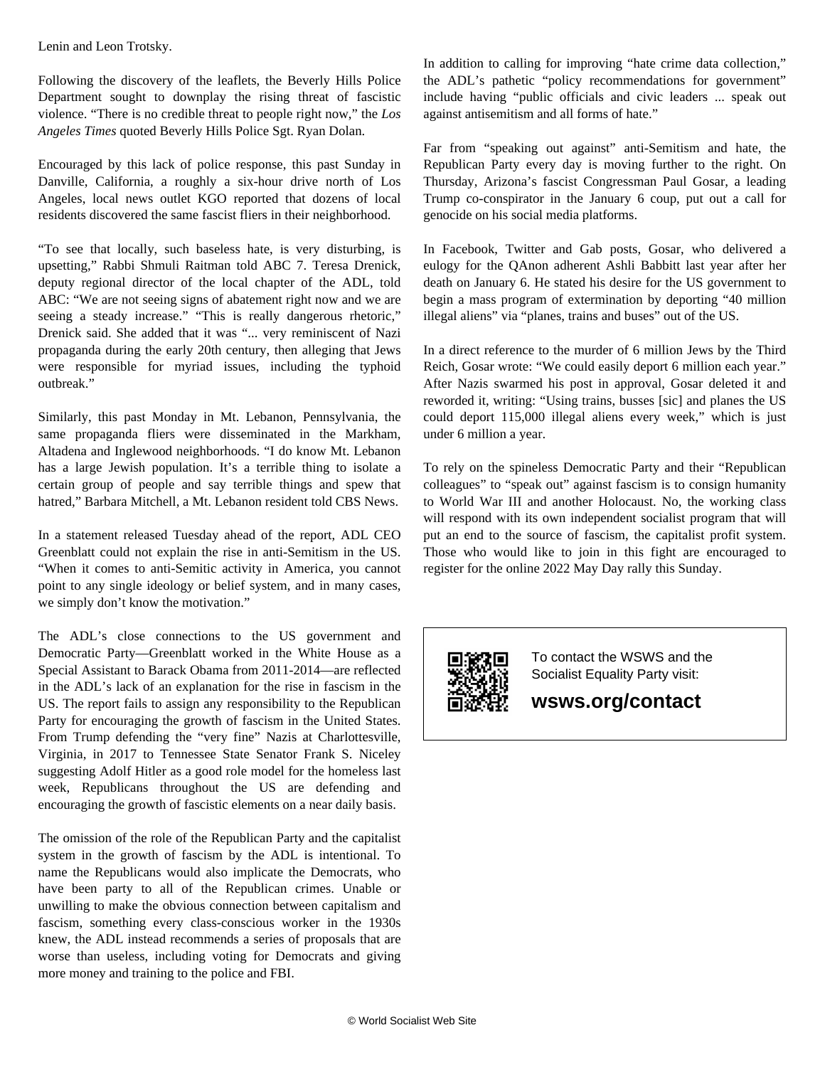Lenin and Leon Trotsky.

Following the discovery of the leaflets, the Beverly Hills Police Department sought to downplay the rising threat of fascistic violence. “There is no credible threat to people right now,” the *Los Angeles Times* quoted Beverly Hills Police Sgt. Ryan Dolan.

Encouraged by this lack of police response, this past Sunday in Danville, California, a roughly a six-hour drive north of Los Angeles, local news outlet KGO reported that dozens of local residents discovered the same fascist fliers in their neighborhood.

“To see that locally, such baseless hate, is very disturbing, is upsetting,” Rabbi Shmuli Raitman told ABC 7. Teresa Drenick, deputy regional director of the local chapter of the ADL, told ABC: “We are not seeing signs of abatement right now and we are seeing a steady increase.” “This is really dangerous rhetoric,” Drenick said. She added that it was “... very reminiscent of Nazi propaganda during the early 20th century, then alleging that Jews were responsible for myriad issues, including the typhoid outbreak.”

Similarly, this past Monday in Mt. Lebanon, Pennsylvania, the same propaganda fliers were disseminated in the Markham, Altadena and Inglewood neighborhoods. “I do know Mt. Lebanon has a large Jewish population. It’s a terrible thing to isolate a certain group of people and say terrible things and spew that hatred,” Barbara Mitchell, a Mt. Lebanon resident told CBS News.

In a statement released Tuesday ahead of the report, ADL CEO Greenblatt could not explain the rise in anti-Semitism in the US. “When it comes to anti-Semitic activity in America, you cannot point to any single ideology or belief system, and in many cases, we simply don’t know the motivation.”

The ADL’s close connections to the US government and Democratic Party—Greenblatt worked in the White House as a Special Assistant to Barack Obama from 2011-2014—are reflected in the ADL’s lack of an explanation for the rise in fascism in the US. The report fails to assign any responsibility to the Republican Party for encouraging the growth of fascism in the United States. From Trump defending the “very fine” Nazis at Charlottesville, Virginia, in 2017 to Tennessee State Senator Frank S. Niceley suggesting Adolf Hitler as a good role model for the homeless last week, Republicans throughout the US are defending and encouraging the growth of fascistic elements on a near daily basis.

The omission of the role of the Republican Party and the capitalist system in the growth of fascism by the ADL is intentional. To name the Republicans would also implicate the Democrats, who have been party to all of the Republican crimes. Unable or unwilling to make the obvious connection between capitalism and fascism, something every class-conscious worker in the 1930s knew, the ADL instead recommends a series of proposals that are worse than useless, including voting for Democrats and giving more money and training to the police and FBI.

In addition to calling for improving “hate crime data collection,” the ADL’s pathetic “policy recommendations for government” include having “public officials and civic leaders ... speak out against antisemitism and all forms of hate.”

Far from “speaking out against” anti-Semitism and hate, the Republican Party every day is moving further to the right. On Thursday, Arizona’s fascist Congressman Paul Gosar, a leading Trump co-conspirator in the January 6 coup, put out a call for genocide on his social media platforms.

In Facebook, Twitter and Gab posts, Gosar, who delivered a eulogy for the QAnon adherent Ashli Babbitt last year after her death on January 6. He stated his desire for the US government to begin a mass program of extermination by deporting “40 million illegal aliens” via “planes, trains and buses” out of the US.

In a direct reference to the murder of 6 million Jews by the Third Reich, Gosar wrote: “We could easily deport 6 million each year.” After Nazis swarmed his post in approval, Gosar deleted it and reworded it, writing: “Using trains, busses [sic] and planes the US could deport 115,000 illegal aliens every week,” which is just under 6 million a year.

To rely on the spineless Democratic Party and their “Republican colleagues” to “speak out” against fascism is to consign humanity to World War III and another Holocaust. No, the working class will respond with its own independent socialist program that will put an end to the source of fascism, the capitalist profit system. Those who would like to join in this fight are encouraged to register for the online 2022 May Day rally this Sunday.

To contact the WSWS and the Socialist Equality Party visit:

**wsws.org/contact**